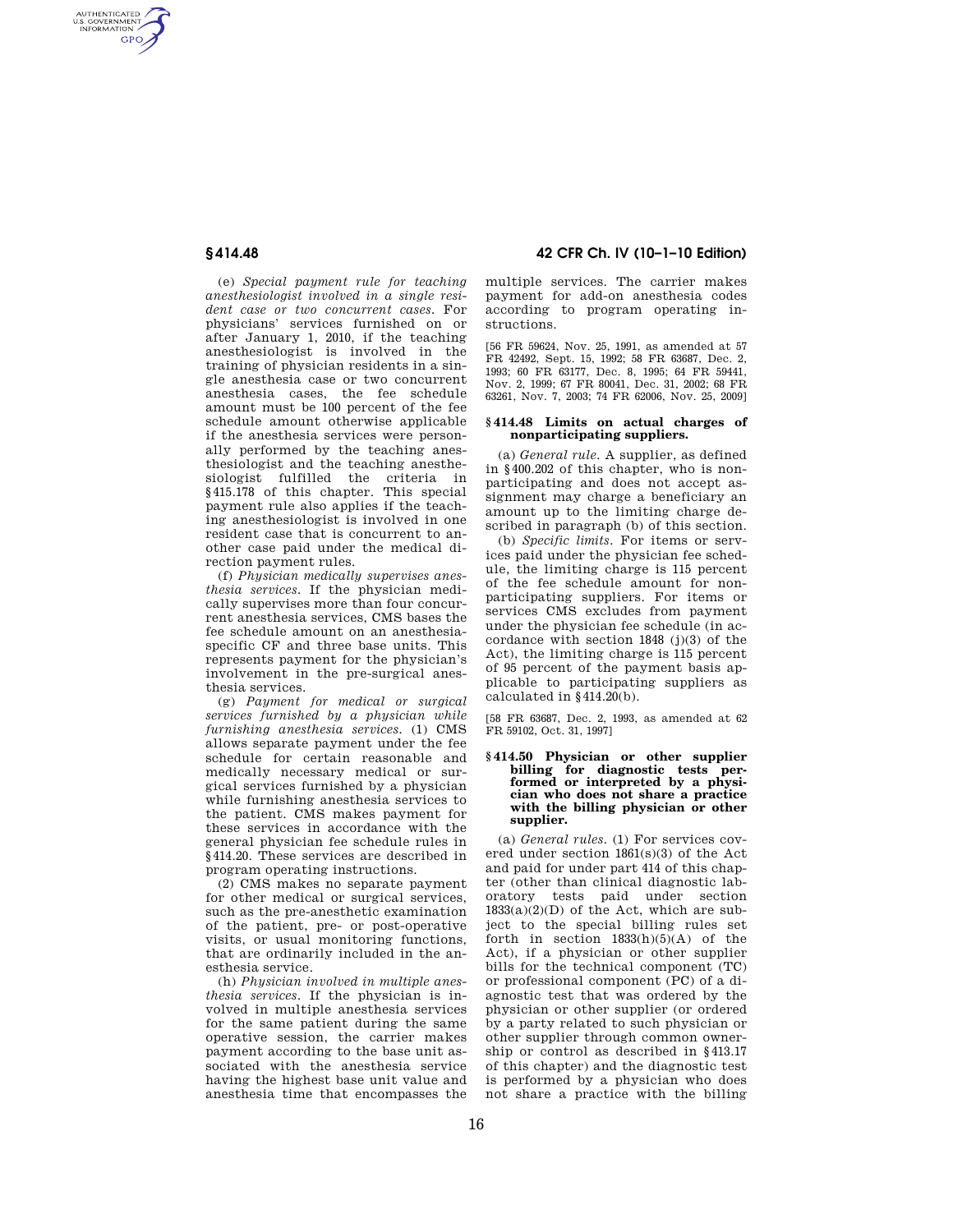(e) *Special payment rule for teaching anesthesiologist involved in a single resident case or two concurrent cases.* For physicians' services furnished on or after January 1, 2010, if the teaching anesthesiologist is involved in the training of physician residents in a single anesthesia case or two concurrent anesthesia cases, the fee schedule amount must be 100 percent of the fee schedule amount otherwise applicable if the anesthesia services were personally performed by the teaching anesthesiologist and the teaching anesthesiologist fulfilled the criteria in §415.178 of this chapter. This special payment rule also applies if the teaching anesthesiologist is involved in one resident case that is concurrent to another case paid under the medical direction payment rules.

(f) *Physician medically supervises anesthesia services.* If the physician medically supervises more than four concurrent anesthesia services, CMS bases the fee schedule amount on an anesthesia-specific CF and three base units. This represents payment for the physician's involvement in the pre-surgical anesthesia services.

(g) *Payment for medical or surgical services furnished by a physician while furnishing anesthesia services.* (1) CMS allows separate payment under the fee schedule for certain reasonable and medically necessary medical or surgical services furnished by a physician while furnishing anesthesia services to the patient. CMS makes payment for these services in accordance with the general physician fee schedule rules in §414.20. These services are described in program operating instructions.

(2) CMS makes no separate payment for other medical or surgical services, such as the pre-anesthetic examination of the patient, pre- or post-operative visits, or usual monitoring functions, that are ordinarily included in the anesthesia service.

(h) *Physician involved in multiple anesthesia services.* If the physician is involved in multiple anesthesia services for the same patient during the same operative session, the carrier makes payment according to the base unit associated with the anesthesia service having the highest base unit value and anesthesia time that encompasses the multiple services. The carrier makes payment for add-on anesthesia codes according to program operating instructions.

[56 FR 59624, Nov. 25, 1991, as amended at 57 FR 42492, Sept. 15, 1992; 58 FR 63687, Dec. 2, 1993; 60 FR 63177, Dec. 8, 1995; 64 FR 59441, Nov. 2, 1999; 67 FR 80041, Dec. 31, 2002; 68 FR 63261, Nov. 7, 2003; 74 FR 62006, Nov. 25, 2009]

### §414.48 Limits on actual charges of nonparticipating suppliers.

(a) *General rule.* A supplier, as defined in §400.202 of this chapter, who is nonparticipating and does not accept assignment may charge a beneficiary an amount up to the limiting charge described in paragraph (b) of this section.

(b) *Specific limits.* For items or services paid under the physician fee schedule, the limiting charge is 115 percent of the fee schedule amount for nonparticipating suppliers. For items or services CMS excludes from payment under the physician fee schedule (in accordance with section 1848 (j)(3) of the Act), the limiting charge is 115 percent of 95 percent of the payment basis applicable to participating suppliers as calculated in §414.20(b).

[58 FR 63687, Dec. 2, 1993, as amended at 62 FR 59102, Oct. 31, 1997]

### §414.50 Physician or other supplier billing for diagnostic tests performed or interpreted by a physician who does not share a practice with the billing physician or other supplier.

(a) *General rules.* (1) For services covered under section 1861(s)(3) of the Act and paid for under part 414 of this chapter (other than clinical diagnostic laboratory tests paid under section 1833(a)(2)(D) of the Act, which are subject to the special billing rules set forth in section 1833(h)(5)(A) of the Act), if a physician or other supplier bills for the technical component (TC) or professional component (PC) of a diagnostic test that was ordered by the physician or other supplier (or ordered by a party related to such physician or other supplier through common ownership or control as described in §413.17 of this chapter) and the diagnostic test is performed by a physician who does not share a practice with the billing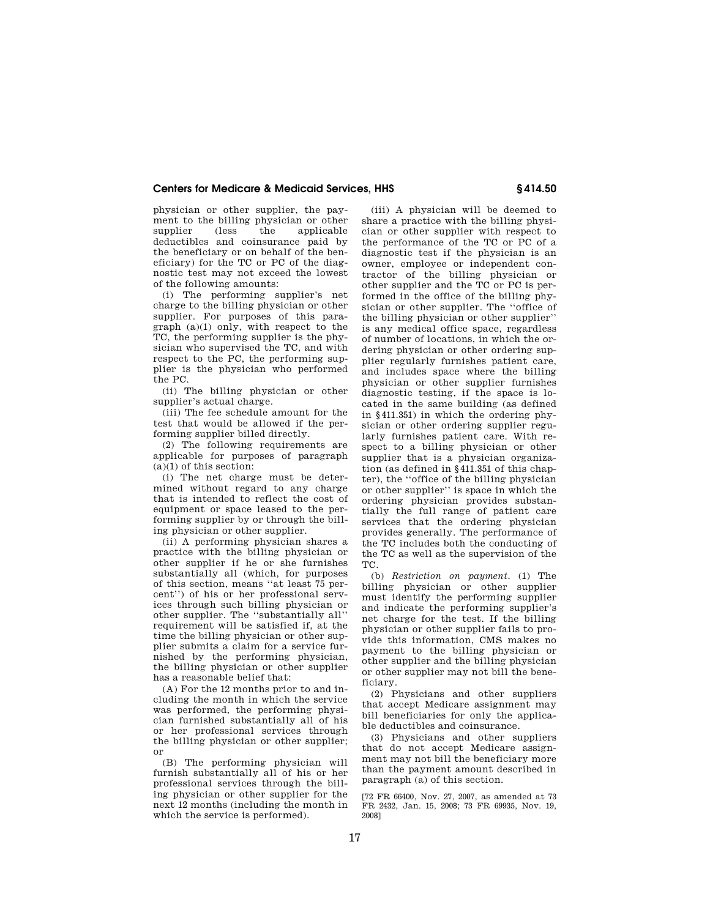physician or other supplier, the payment to the billing physician or other supplier (less the applicable deductibles and coinsurance paid by the beneficiary or on behalf of the beneficiary) for the TC or PC of the diagnostic test may not exceed the lowest of the following amounts:

(i) The performing supplier's net charge to the billing physician or other supplier. For purposes of this paragraph (a)(1) only, with respect to the TC, the performing supplier is the physician who supervised the TC, and with respect to the PC, the performing supplier is the physician who performed the PC.

(ii) The billing physician or other supplier's actual charge.

(iii) The fee schedule amount for the test that would be allowed if the performing supplier billed directly.

(2) The following requirements are applicable for purposes of paragraph (a)(1) of this section:

(i) The net charge must be determined without regard to any charge that is intended to reflect the cost of equipment or space leased to the performing supplier by or through the billing physician or other supplier.

(ii) A performing physician shares a practice with the billing physician or other supplier if he or she furnishes substantially all (which, for purposes of this section, means ''at least 75 percent'') of his or her professional services through such billing physician or other supplier. The ''substantially all'' requirement will be satisfied if, at the time the billing physician or other supplier submits a claim for a service furnished by the performing physician, the billing physician or other supplier has a reasonable belief that:

(A) For the 12 months prior to and including the month in which the service was performed, the performing physician furnished substantially all of his or her professional services through the billing physician or other supplier; or

(B) The performing physician will furnish substantially all of his or her professional services through the billing physician or other supplier for the next 12 months (including the month in which the service is performed).

(iii) A physician will be deemed to share a practice with the billing physician or other supplier with respect to the performance of the TC or PC of a diagnostic test if the physician is an owner, employee or independent contractor of the billing physician or other supplier and the TC or PC is performed in the office of the billing physician or other supplier. The ''office of the billing physician or other supplier'' is any medical office space, regardless of number of locations, in which the ordering physician or other ordering supplier regularly furnishes patient care, and includes space where the billing physician or other supplier furnishes diagnostic testing, if the space is located in the same building (as defined in §411.351) in which the ordering physician or other ordering supplier regularly furnishes patient care. With respect to a billing physician or other supplier that is a physician organization (as defined in §411.351 of this chapter), the ''office of the billing physician or other supplier'' is space in which the ordering physician provides substantially the full range of patient care services that the ordering physician provides generally. The performance of the TC includes both the conducting of the TC as well as the supervision of the TC.

(b) *Restriction on payment.* (1) The billing physician or other supplier must identify the performing supplier and indicate the performing supplier's net charge for the test. If the billing physician or other supplier fails to provide this information, CMS makes no payment to the billing physician or other supplier and the billing physician or other supplier may not bill the beneficiary.

(2) Physicians and other suppliers that accept Medicare assignment may bill beneficiaries for only the applicable deductibles and coinsurance.

(3) Physicians and other suppliers that do not accept Medicare assignment may not bill the beneficiary more than the payment amount described in paragraph (a) of this section.

[72 FR 66400, Nov. 27, 2007, as amended at 73 FR 2432, Jan. 15, 2008; 73 FR 69935, Nov. 19, 2008]